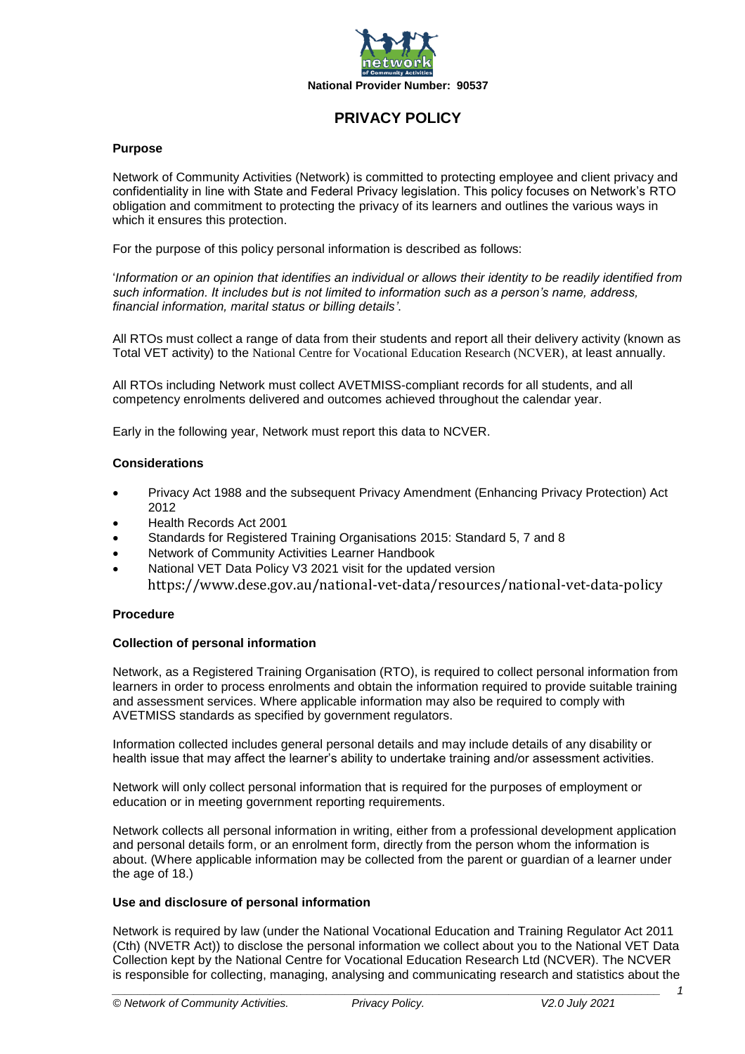National Provider Number: 90537

# PRIVACY POLICY

### Purpose

Network of Community Activities (Network) is committed to protecting employee and client privacy and confidentiality in line with State and Federal Privacy legislation. This policy focuses on Network's RTO obligation and commitment to protecting the privacy of its learners and outlines the various ways in which it ensures this protection.

For the purpose of this policy personal information is described as follows:

'*Information or an opinion that identifies an individual or allows their identity to be readily identified from such information. It includes but is not limited to information such as a person's name, address, financial information, marital status or billing details'*.

All RTOs must collect a range of data from their students and report all their delivery activity (known as Total VET activity) to the National Centre for Vocational Education Research (NCVER), at least annually.

All RTOs including Network must collect AVETMISS-compliant records for all students, and all competency enrolments delivered and outcomes achieved throughout the calendar year.

Early in the following year, Network must report this data to NCVER.

### Considerations

- Privacy Act 1988 and the subsequent Privacy Amendment (Enhancing Privacy Protection) Act 2012
- Health Records Act 2001
- Standards for Registered Training Organisations 2015: Standard 5, 7 and 8
- Network of Community Activities Learner Handbook
- National VET Data Policy V3 2021 visit for the updated version https://www.dese.gov.au/national-vet-data/resources/national-vet-data-policy

### Procedure

### Collection of personal information

Network, as a Registered Training Organisation (RTO), is required to collect personal information from learners in order to process enrolments and obtain the information required to provide suitable training and assessment services. Where applicable information may also be required to comply with AVETMISS standards as specified by government regulators.

Information collected includes general personal details and may include details of any disability or health issue that may affect the learner's ability to undertake training and/or assessment activities.

Network will only collect personal information that is required for the purposes of employment or education or in meeting government reporting requirements.

Network collects all personal information in writing, either from a professional development application and personal details form, or an enrolment form, directly from the person whom the information is about. (Where applicable information may be collected from the parent or guardian of a learner under the age of 18.)

### Use and disclosure of personal information

Network is required by law (under the National Vocational Education and Training Regulator Act 2011 (Cth) (NVETR Act)) to disclose the personal information we collect about you to the National VET Data Collection kept by the National Centre for Vocational Education Research Ltd (NCVER). The NCVER is responsible for collecting, managing, analysing and communicating research and statistics about the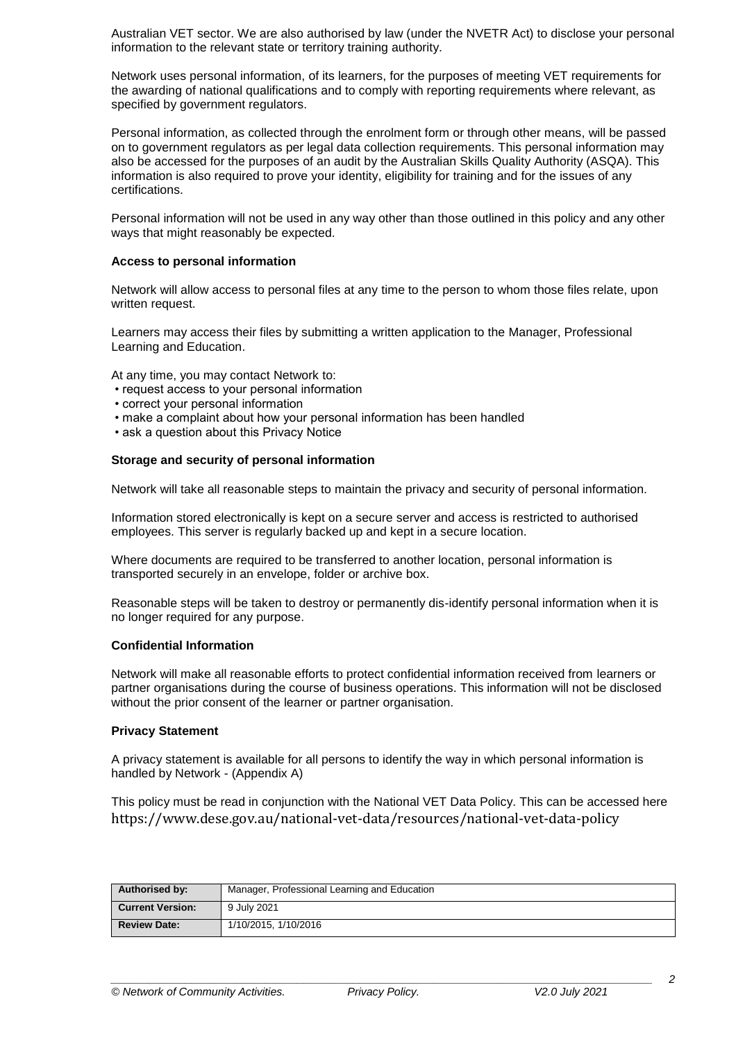Australian VET sector. We are also authorised by law (under the NVETR Act) to disclose your personal information to the relevant state or territory training authority.

Network uses personal information, of its learners, for the purposes of meeting VET requirements for the awarding of national qualifications and to comply with reporting requirements where relevant, as specified by government regulators.

Personal information, as collected through the enrolment form or through other means, will be passed on to government regulators as per legal data collection requirements. This personal information may also be accessed for the purposes of an audit by the Australian Skills Quality Authority (ASQA). This information is also required to prove your identity, eligibility for training and for the issues of any certifications.

Personal information will not be used in any way other than those outlined in this policy and any other ways that might reasonably be expected.

**Access to personal information**

Network will allow access to personal files at any time to the person to whom those files relate, upon written request.

Learners may access their files by submitting a written application to the Manager, Professional Learning and Education.

At any time, you may contact Network to:

- request access to your personal information
- correct your personal information
- make a complaint about how your personal information has been handled
- ask a question about this Privacy Notice

**Storage and security of personal information**

Network will take all reasonable steps to maintain the privacy and security of personal information.

Information stored electronically is kept on a secure server and access is restricted to authorised employees. This server is regularly backed up and kept in a secure location.

Where documents are required to be transferred to another location, personal information is transported securely in an envelope, folder or archive box.

Reasonable steps will be taken to destroy or permanently dis-identify personal information when it is no longer required for any purpose.

**Confidential Information**

Network will make all reasonable efforts to protect confidential information received from learners or partner organisations during the course of business operations. This information will not be disclosed without the prior consent of the learner or partner organisation.

**Privacy Statement**

A privacy statement is available for all persons to identify the way in which personal information is handled by Network - (Appendix A)

This policy must be read in conjunction with the National VET Data Policy. This can be accessed here https://www.dese.gov.au/national-vet-data/resources/national-vet-data-policy

| **Authorised by:** | Manager, Professional Learning and Education |
|---|---|
| **Current Version:** | 9 July 2021 |
| **Review Date:** | 1/10/2015, 1/10/2016 |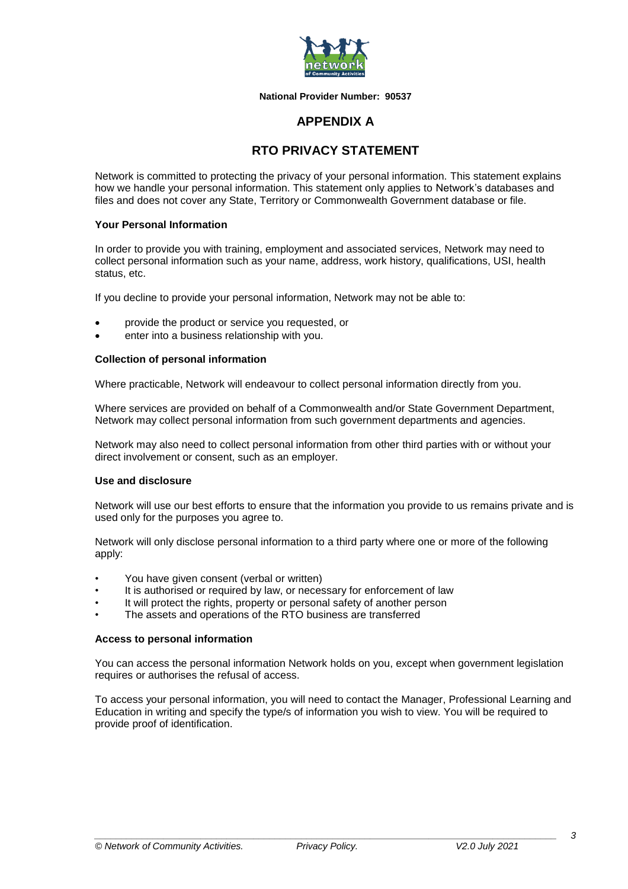**National Provider Number: 90537**

# APPENDIX A

# RTO PRIVACY STATEMENT

Network is committed to protecting the privacy of your personal information. This statement explains how we handle your personal information. This statement only applies to Network's databases and files and does not cover any State, Territory or Commonwealth Government database or file.

### Your Personal Information

In order to provide you with training, employment and associated services, Network may need to collect personal information such as your name, address, work history, qualifications, USI, health status, etc.

If you decline to provide your personal information, Network may not be able to:

- provide the product or service you requested, or
- enter into a business relationship with you.

### Collection of personal information

Where practicable, Network will endeavour to collect personal information directly from you.

Where services are provided on behalf of a Commonwealth and/or State Government Department, Network may collect personal information from such government departments and agencies.

Network may also need to collect personal information from other third parties with or without your direct involvement or consent, such as an employer.

### Use and disclosure

Network will use our best efforts to ensure that the information you provide to us remains private and is used only for the purposes you agree to.

Network will only disclose personal information to a third party where one or more of the following apply:

- You have given consent (verbal or written)
- It is authorised or required by law, or necessary for enforcement of law
- It will protect the rights, property or personal safety of another person
- The assets and operations of the RTO business are transferred

### Access to personal information

You can access the personal information Network holds on you, except when government legislation requires or authorises the refusal of access.

To access your personal information, you will need to contact the Manager, Professional Learning and Education in writing and specify the type/s of information you wish to view. You will be required to provide proof of identification.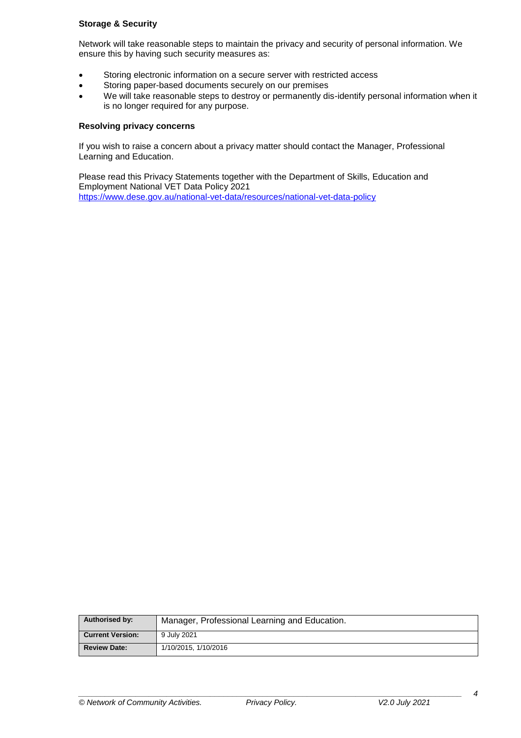**Storage & Security**

Network will take reasonable steps to maintain the privacy and security of personal information. We ensure this by having such security measures as:

- Storing electronic information on a secure server with restricted access
- Storing paper-based documents securely on our premises
- We will take reasonable steps to destroy or permanently dis-identify personal information when it is no longer required for any purpose.

**Resolving privacy concerns**

If you wish to raise a concern about a privacy matter should contact the Manager, Professional Learning and Education.

Please read this Privacy Statements together with the Department of Skills, Education and Employment National VET Data Policy 2021
https://www.dese.gov.au/national-vet-data/resources/national-vet-data-policy

| | |
|---|---|
| **Authorised by:** | Manager, Professional Learning and Education. |
| **Current Version:** | 9 July 2021 |
| **Review Date:** | 1/10/2015, 1/10/2016 |